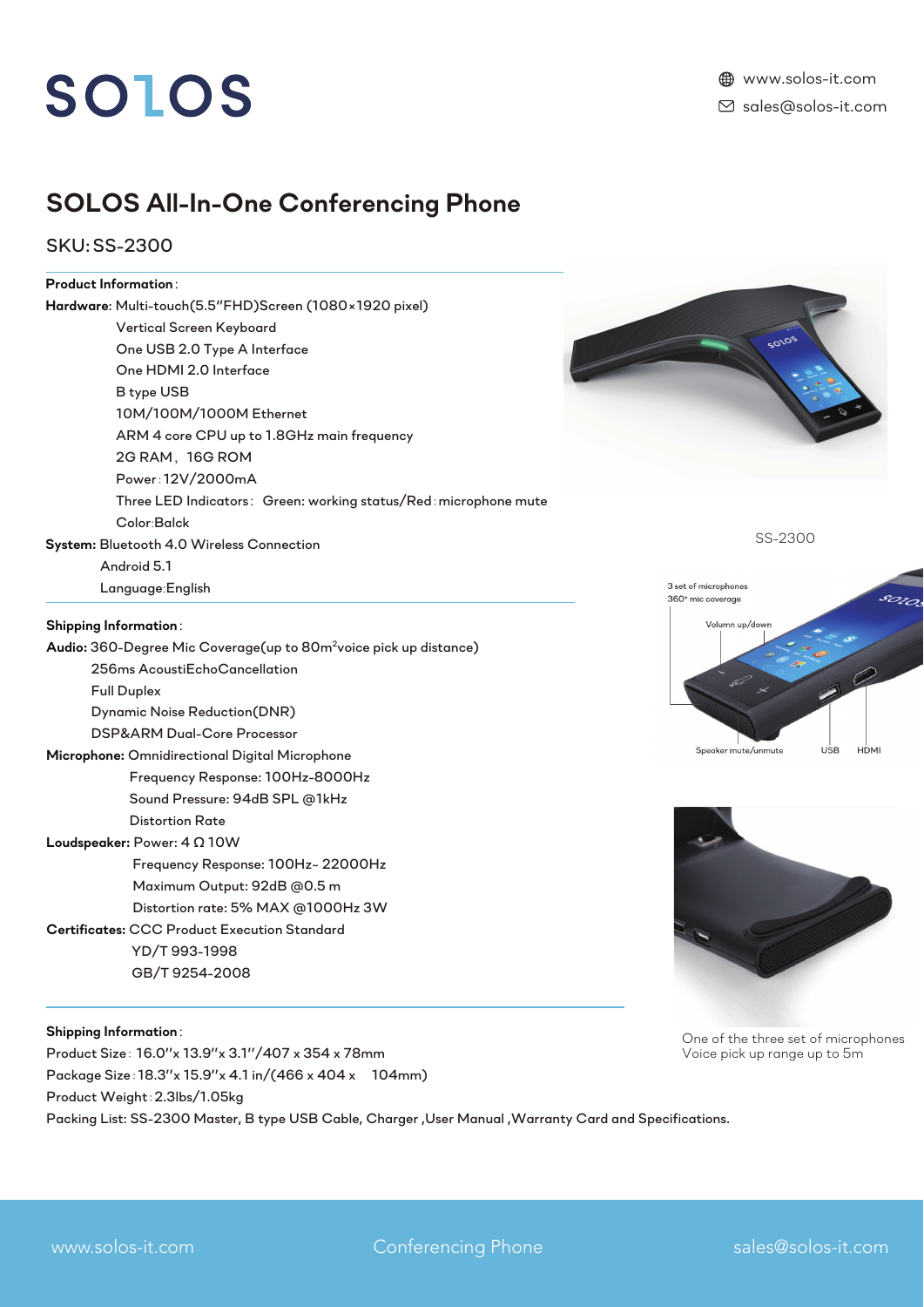SOLOS

www.solos-it.com
sales@solos-it.com

# SOLOS All-In-One Conferencing Phone

SKU: SS-2300

**Product Information**:

**Hardware**: Multi-touch(5.5"FHD)Screen (1080×1920 pixel)
Vertical Screen Keyboard
One USB 2.0 Type A Interface
One HDMI 2.0 Interface
B type USB
10M/100M/1000M Ethernet
ARM 4 core CPU up to 1.8GHz main frequency
2G RAM, 16G ROM
Power: 12V/2000mA
Three LED Indicators: Green: working status/Red: microphone mute
Color:Balck

**System:** Bluetooth 4.0 Wireless Connection
Android 5.1
Language:English

SS-2300

3 set of microphones
360° mic coverage
Volumn up/down
Speaker mute/unmute
USB
HDMI

**Shipping Information**:

**Audio:** 360-Degree Mic Coverage(up to 80m$^2$voice pick up distance)
256ms AcoustiEchoCancellation
Full Duplex
Dynamic Noise Reduction(DNR)
DSP&ARM Dual-Core Processor

**Microphone:** Omnidirectional Digital Microphone
Frequency Response: 100Hz-8000Hz
Sound Pressure: 94dB SPL @1kHz
Distortion Rate

**Loudspeaker:** Power: 4 Ω 10W
Frequency Response: 100Hz~ 22000Hz
Maximum Output: 92dB @0.5 m
Distortion rate: 5% MAX @1000Hz 3W

**Certificates:** CCC Product Execution Standard
YD/T 993-1998
GB/T 9254-2008

One of the three set of microphones
Voice pick up range up to 5m

**Shipping Information**:

Product Size: 16.0"x 13.9"x 3.1"/407 x 354 x 78mm
Package Size: 18.3"x 15.9"x 4.1 in/(466 x 404 x 104mm)
Product Weight: 2.3lbs/1.05kg
Packing List: SS-2300 Master, B type USB Cable, Charger ,User Manual ,Warranty Card and Specifications.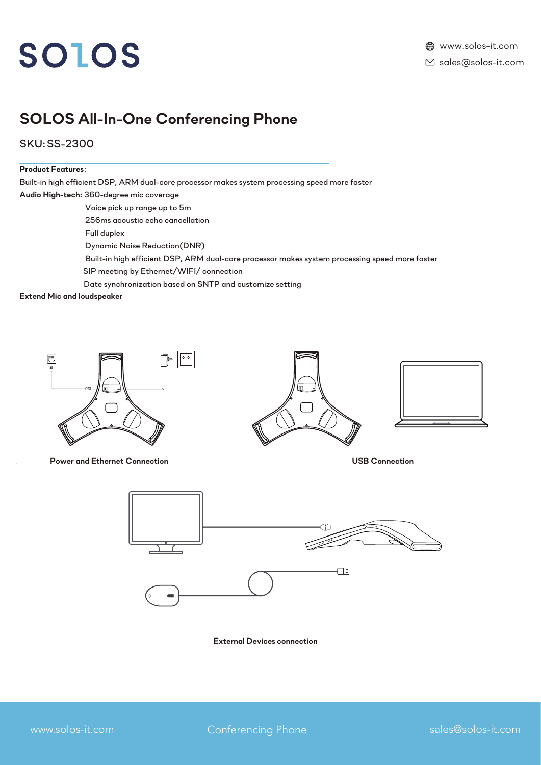# SOLOS All-In-One Conferencing Phone

SKU: SS-2300

**Product Features**:

Built-in high efficient DSP, ARM dual-core processor makes system processing speed more faster

**Audio High-tech:** 360-degree mic coverage

Voice pick up range up to 5m

256ms acoustic echo cancellation

Full duplex

Dynamic Noise Reduction(DNR)

Built-in high efficient DSP, ARM dual-core processor makes system processing speed more faster

SIP meeting by Ethernet/WIFI/ connection

Date synchronization based on SNTP and customize setting

**Extend Mic and loudspeaker**

**Power and Ethernet Connection**

**USB Connection**

**External Devices connection**